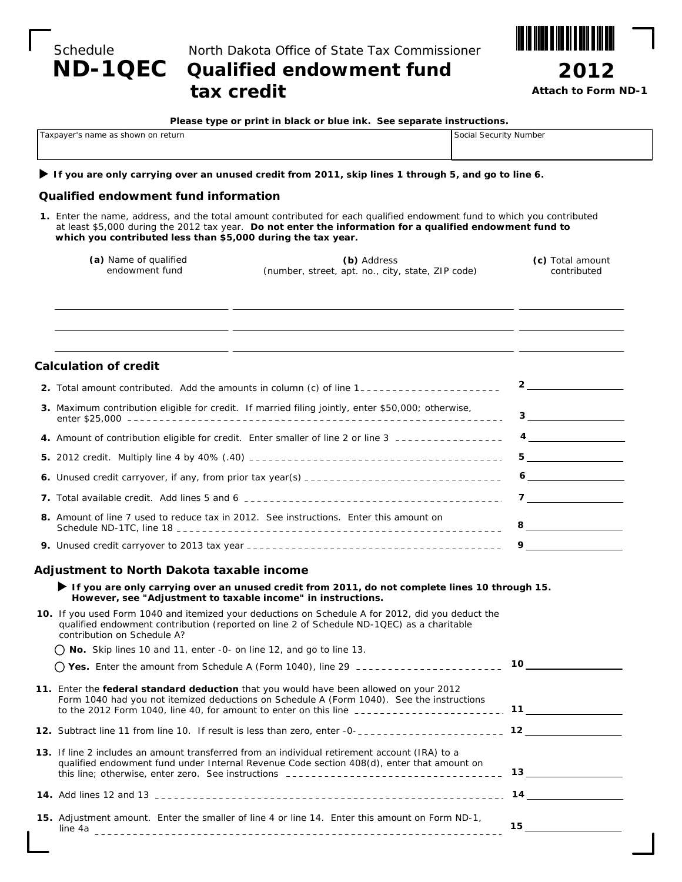Schedule **ND-1QEC**

North Dakota Office of State Tax Commissioner

# Qualified endowment fund tax credit

**2012**

**Attach to Form ND-1**

**Please type or print in black or blue ink. See separate instructions.**

| Taxpayer's name as shown on return | Social Security Number |
|---|---|
| | |

▶ **If you are only carrying over an unused credit from 2011, skip lines 1 through 5, and go to line 6.**

## Qualified endowment fund information

**1.** Enter the name, address, and the total amount contributed for each qualified endowment fund to which you contributed at least $5,000 during the 2012 tax year. **Do not enter the information for a qualified endowment fund to which you contributed less than $5,000 during the tax year.**

| **(a)** Name of qualified endowment fund | **(b)** Address (number, street, apt. no., city, state, ZIP code) | **(c)** Total amount contributed |
|---|---|---|
| | | |
| | | |
| | | |

## Calculation of credit

**2.** Total amount contributed. Add the amounts in column (c) of line 1 .......... **2** ______

**3.** Maximum contribution eligible for credit. If married filing jointly, enter $50,000; otherwise, enter $25,000 .......... **3** ______

**4.** Amount of contribution eligible for credit. Enter smaller of line 2 or line 3 .......... **4** ______

**5.** 2012 credit. Multiply line 4 by 40% (.40) .......... **5** ______

**6.** Unused credit carryover, if any, from prior tax year(s) .......... **6** ______

**7.** Total available credit. Add lines 5 and 6 .......... **7** ______

**8.** Amount of line 7 used to reduce tax in 2012. See instructions. Enter this amount on Schedule ND-1TC, line 18 .......... **8** ______

**9.** Unused credit carryover to 2013 tax year .......... **9** ______

## Adjustment to North Dakota taxable income

▶ **If you are only carrying over an unused credit from 2011, do not complete lines 10 through 15. However, see "Adjustment to taxable income" in instructions.**

**10.** If you used Form 1040 and itemized your deductions on Schedule A for 2012, did you deduct the qualified endowment contribution (reported on line 2 of Schedule ND-1QEC) as a charitable contribution on Schedule A?

◯ **No.** Skip lines 10 and 11, enter -0- on line 12, and go to line 13.

◯ **Yes.** Enter the amount from Schedule A (Form 1040), line 29 .......... **10** ______

**11.** Enter the **federal standard deduction** that you would have been allowed on your 2012 Form 1040 had you not itemized deductions on Schedule A (Form 1040). See the instructions to the 2012 Form 1040, line 40, for amount to enter on this line .......... **11** ______

**12.** Subtract line 11 from line 10. If result is less than zero, enter -0- .......... **12** ______

**13.** If line 2 includes an amount transferred from an individual retirement account (IRA) to a qualified endowment fund under Internal Revenue Code section 408(d), enter that amount on this line; otherwise, enter zero. See instructions .......... **13** ______

**14.** Add lines 12 and 13 .......... **14** ______

**15.** Adjustment amount. Enter the smaller of line 4 or line 14. Enter this amount on Form ND-1, line 4a .......... **15** ______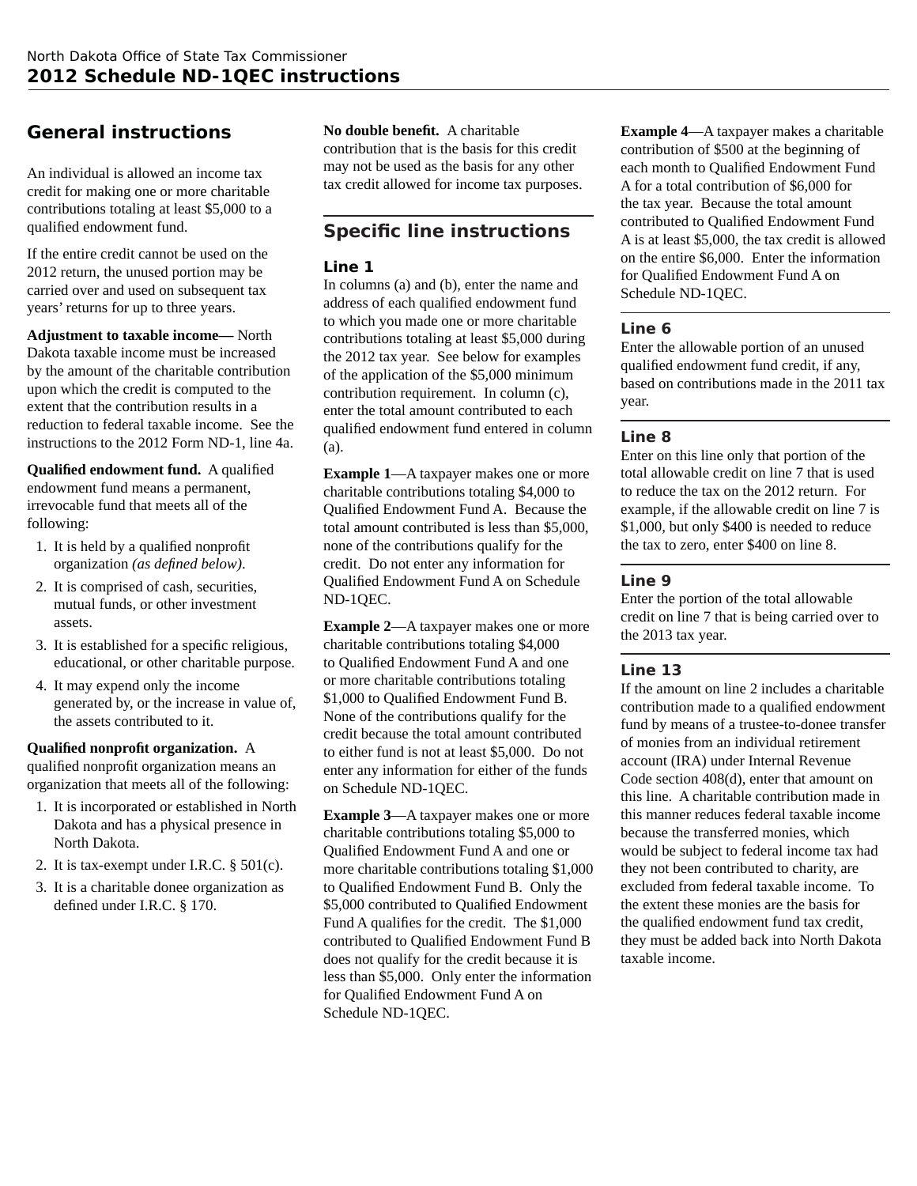North Dakota Office of State Tax Commissioner

# 2012 Schedule ND-1QEC instructions

## General instructions

An individual is allowed an income tax credit for making one or more charitable contributions totaling at least $5,000 to a qualified endowment fund.

If the entire credit cannot be used on the 2012 return, the unused portion may be carried over and used on subsequent tax years' returns for up to three years.

**Adjustment to taxable income—** North Dakota taxable income must be increased by the amount of the charitable contribution upon which the credit is computed to the extent that the contribution results in a reduction to federal taxable income. See the instructions to the 2012 Form ND-1, line 4a.

**Qualified endowment fund.** A qualified endowment fund means a permanent, irrevocable fund that meets all of the following:

1. It is held by a qualified nonprofit organization *(as defined below)*.
2. It is comprised of cash, securities, mutual funds, or other investment assets.
3. It is established for a specific religious, educational, or other charitable purpose.
4. It may expend only the income generated by, or the increase in value of, the assets contributed to it.

**Qualified nonprofit organization.** A qualified nonprofit organization means an organization that meets all of the following:

1. It is incorporated or established in North Dakota and has a physical presence in North Dakota.
2. It is tax-exempt under I.R.C. § 501(c).
3. It is a charitable donee organization as defined under I.R.C. § 170.

**No double benefit.** A charitable contribution that is the basis for this credit may not be used as the basis for any other tax credit allowed for income tax purposes.

## Specific line instructions

### Line 1

In columns (a) and (b), enter the name and address of each qualified endowment fund to which you made one or more charitable contributions totaling at least $5,000 during the 2012 tax year. See below for examples of the application of the $5,000 minimum contribution requirement. In column (c), enter the total amount contributed to each qualified endowment fund entered in column (a).

**Example 1**—A taxpayer makes one or more charitable contributions totaling $4,000 to Qualified Endowment Fund A. Because the total amount contributed is less than $5,000, none of the contributions qualify for the credit. Do not enter any information for Qualified Endowment Fund A on Schedule ND-1QEC.

**Example 2**—A taxpayer makes one or more charitable contributions totaling $4,000 to Qualified Endowment Fund A and one or more charitable contributions totaling $1,000 to Qualified Endowment Fund B. None of the contributions qualify for the credit because the total amount contributed to either fund is not at least $5,000. Do not enter any information for either of the funds on Schedule ND-1QEC.

**Example 3**—A taxpayer makes one or more charitable contributions totaling $5,000 to Qualified Endowment Fund A and one or more charitable contributions totaling $1,000 to Qualified Endowment Fund B. Only the $5,000 contributed to Qualified Endowment Fund A qualifies for the credit. The $1,000 contributed to Qualified Endowment Fund B does not qualify for the credit because it is less than $5,000. Only enter the information for Qualified Endowment Fund A on Schedule ND-1QEC.

**Example 4**—A taxpayer makes a charitable contribution of $500 at the beginning of each month to Qualified Endowment Fund A for a total contribution of $6,000 for the tax year. Because the total amount contributed to Qualified Endowment Fund A is at least $5,000, the tax credit is allowed on the entire $6,000. Enter the information for Qualified Endowment Fund A on Schedule ND-1QEC.

### Line 6

Enter the allowable portion of an unused qualified endowment fund credit, if any, based on contributions made in the 2011 tax year.

### Line 8

Enter on this line only that portion of the total allowable credit on line 7 that is used to reduce the tax on the 2012 return. For example, if the allowable credit on line 7 is $1,000, but only $400 is needed to reduce the tax to zero, enter $400 on line 8.

### Line 9

Enter the portion of the total allowable credit on line 7 that is being carried over to the 2013 tax year.

### Line 13

If the amount on line 2 includes a charitable contribution made to a qualified endowment fund by means of a trustee-to-donee transfer of monies from an individual retirement account (IRA) under Internal Revenue Code section 408(d), enter that amount on this line. A charitable contribution made in this manner reduces federal taxable income because the transferred monies, which would be subject to federal income tax had they not been contributed to charity, are excluded from federal taxable income. To the extent these monies are the basis for the qualified endowment fund tax credit, they must be added back into North Dakota taxable income.